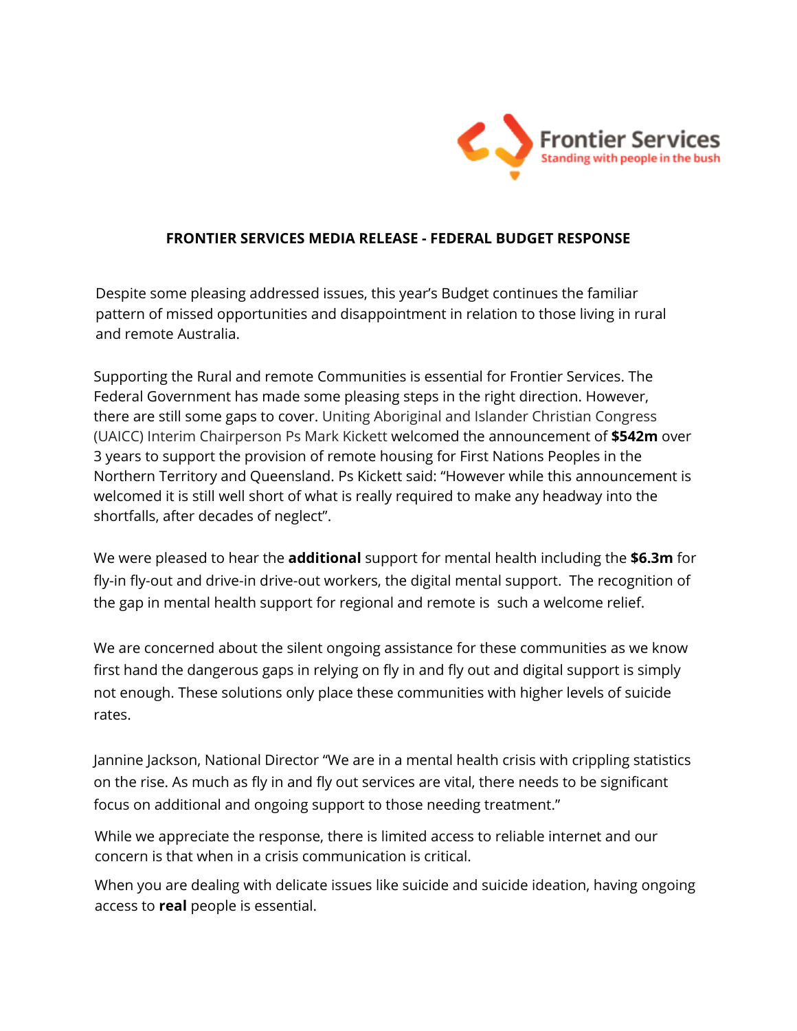Frontier Services
Standing with people in the bush

## FRONTIER SERVICES MEDIA RELEASE - FEDERAL BUDGET RESPONSE

Despite some pleasing addressed issues, this year's Budget continues the familiar pattern of missed opportunities and disappointment in relation to those living in rural and remote Australia.

Supporting the Rural and remote Communities is essential for Frontier Services. The Federal Government has made some pleasing steps in the right direction. However, there are still some gaps to cover. Uniting Aboriginal and Islander Christian Congress (UAICC) Interim Chairperson Ps Mark Kickett welcomed the announcement of **$542m** over 3 years to support the provision of remote housing for First Nations Peoples in the Northern Territory and Queensland. Ps Kickett said: "However while this announcement is welcomed it is still well short of what is really required to make any headway into the shortfalls, after decades of neglect".

We were pleased to hear the **additional** support for mental health including the **$6.3m** for fly-in fly-out and drive-in drive-out workers, the digital mental support. The recognition of the gap in mental health support for regional and remote is such a welcome relief.

We are concerned about the silent ongoing assistance for these communities as we know first hand the dangerous gaps in relying on fly in and fly out and digital support is simply not enough. These solutions only place these communities with higher levels of suicide rates.

Jannine Jackson, National Director "We are in a mental health crisis with crippling statistics on the rise. As much as fly in and fly out services are vital, there needs to be significant focus on additional and ongoing support to those needing treatment."

While we appreciate the response, there is limited access to reliable internet and our concern is that when in a crisis communication is critical.

When you are dealing with delicate issues like suicide and suicide ideation, having ongoing access to **real** people is essential.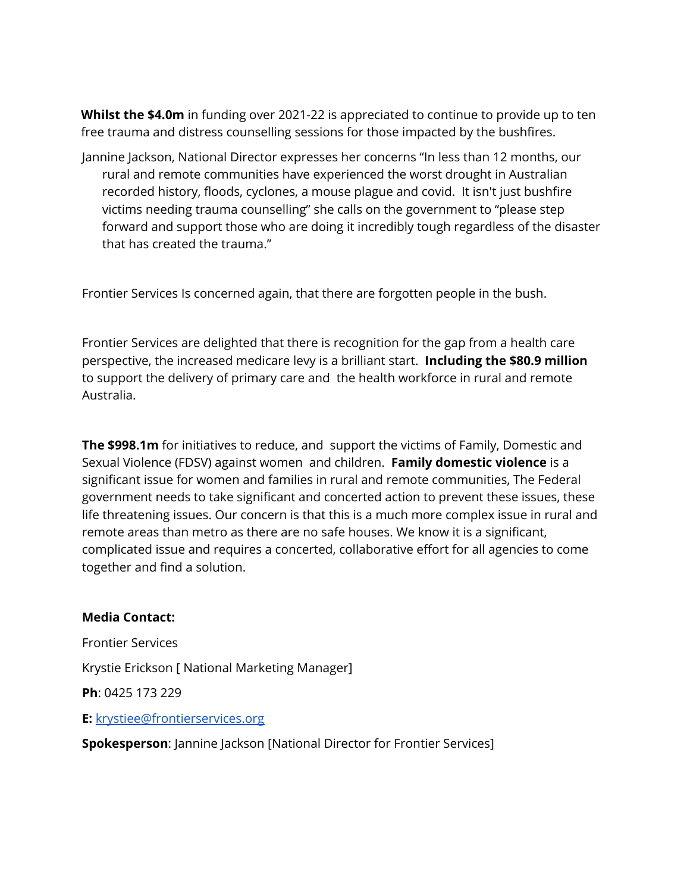**Whilst the $4.0m** in funding over 2021-22 is appreciated to continue to provide up to ten free trauma and distress counselling sessions for those impacted by the bushfires.

Jannine Jackson, National Director expresses her concerns "In less than 12 months, our rural and remote communities have experienced the worst drought in Australian recorded history, floods, cyclones, a mouse plague and covid. It isn't just bushfire victims needing trauma counselling" she calls on the government to "please step forward and support those who are doing it incredibly tough regardless of the disaster that has created the trauma."

Frontier Services Is concerned again, that there are forgotten people in the bush.

Frontier Services are delighted that there is recognition for the gap from a health care perspective, the increased medicare levy is a brilliant start. **Including the $80.9 million** to support the delivery of primary care and the health workforce in rural and remote Australia.

**The $998.1m** for initiatives to reduce, and support the victims of Family, Domestic and Sexual Violence (FDSV) against women and children. **Family domestic violence** is a significant issue for women and families in rural and remote communities, The Federal government needs to take significant and concerted action to prevent these issues, these life threatening issues. Our concern is that this is a much more complex issue in rural and remote areas than metro as there are no safe houses. We know it is a significant, complicated issue and requires a concerted, collaborative effort for all agencies to come together and find a solution.

**Media Contact:**

Frontier Services

Krystie Erickson [ National Marketing Manager]

**Ph**: 0425 173 229

**E:** krystiee@frontierservices.org

**Spokesperson**: Jannine Jackson [National Director for Frontier Services]